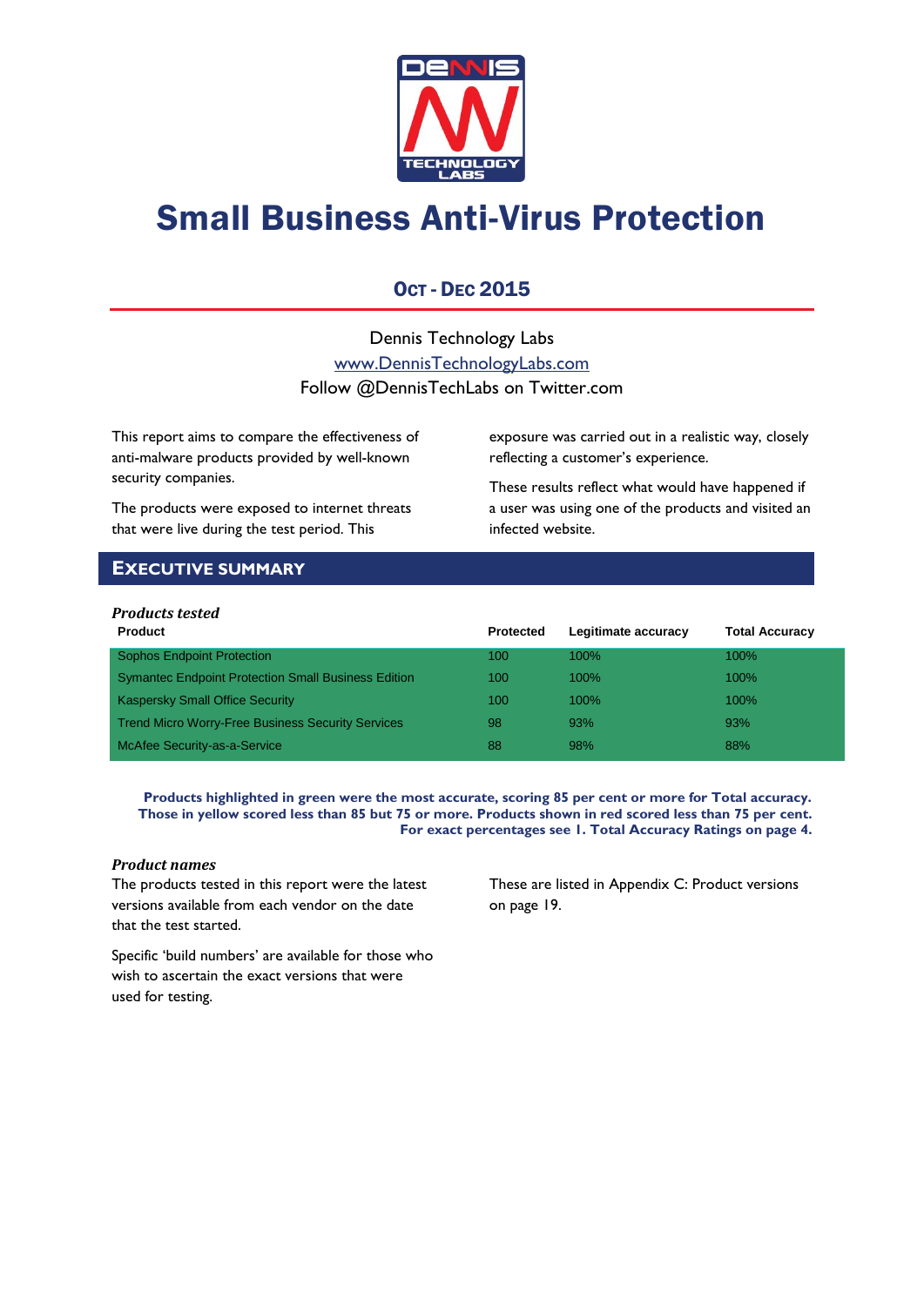# Small Business Anti-Virus Protection

## OCT - DEC 2015

Dennis Technology Labs
www.DennisTechnologyLabs.com
Follow @DennisTechLabs on Twitter.com

This report aims to compare the effectiveness of anti-malware products provided by well-known security companies.

The products were exposed to internet threats that were live during the test period. This exposure was carried out in a realistic way, closely reflecting a customer's experience.

These results reflect what would have happened if a user was using one of the products and visited an infected website.

## EXECUTIVE SUMMARY

### *Products tested*

| Product | Protected | Legitimate accuracy | Total Accuracy |
|---|---|---|---|
| Sophos Endpoint Protection | 100 | 100% | 100% |
| Symantec Endpoint Protection Small Business Edition | 100 | 100% | 100% |
| Kaspersky Small Office Security | 100 | 100% | 100% |
| Trend Micro Worry-Free Business Security Services | 98 | 93% | 93% |
| McAfee Security-as-a-Service | 88 | 98% | 88% |

**Products highlighted in green were the most accurate, scoring 85 per cent or more for Total accuracy. Those in yellow scored less than 85 but 75 or more. Products shown in red scored less than 75 per cent. For exact percentages see 1. Total Accuracy Ratings on page 4.**

### *Product names*

The products tested in this report were the latest versions available from each vendor on the date that the test started.

Specific 'build numbers' are available for those who wish to ascertain the exact versions that were used for testing.

These are listed in Appendix C: Product versions on page 19.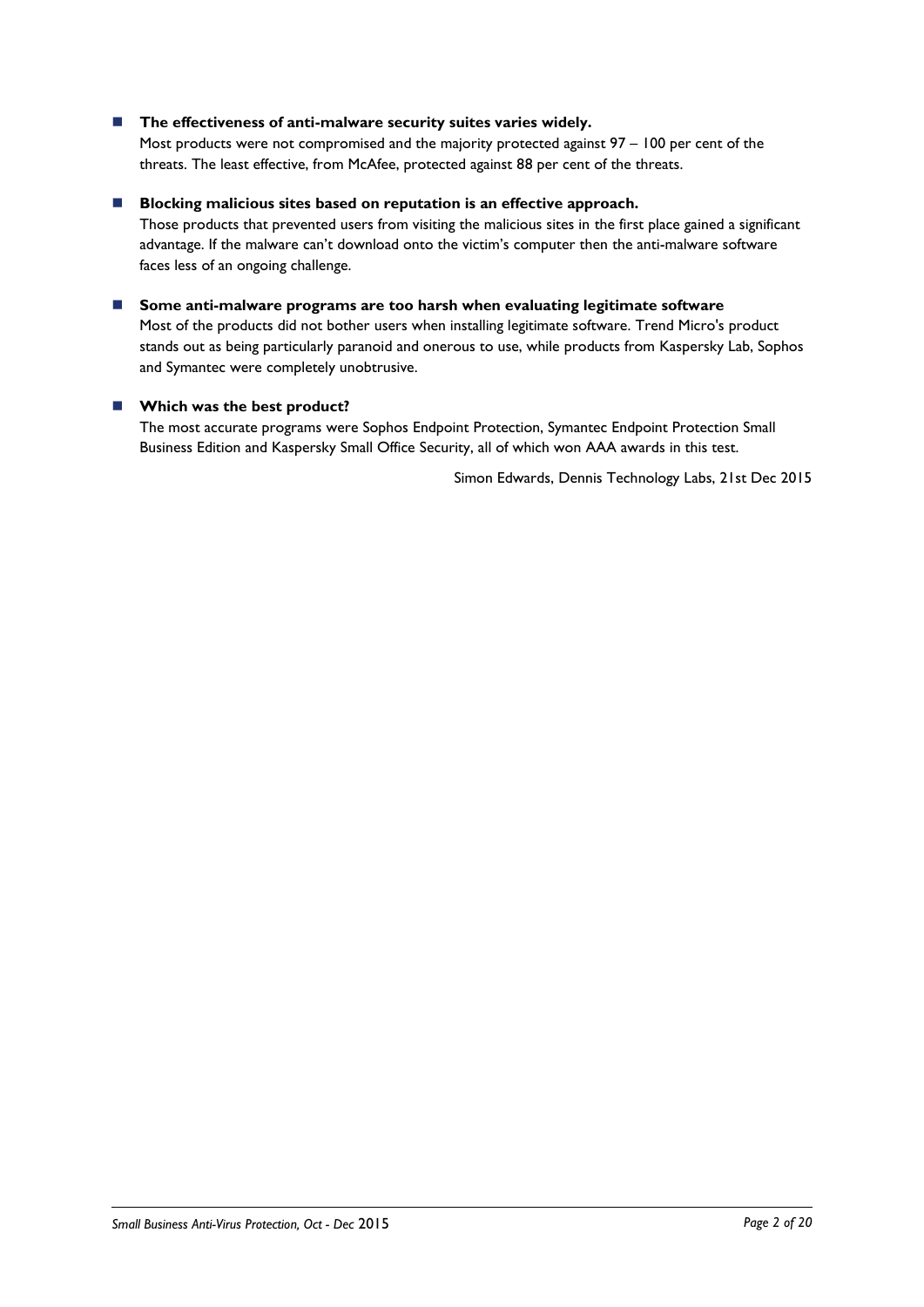- **The effectiveness of anti-malware security suites varies widely.**
  Most products were not compromised and the majority protected against 97 – 100 per cent of the threats. The least effective, from McAfee, protected against 88 per cent of the threats.

- **Blocking malicious sites based on reputation is an effective approach.**
  Those products that prevented users from visiting the malicious sites in the first place gained a significant advantage. If the malware can't download onto the victim's computer then the anti-malware software faces less of an ongoing challenge.

- **Some anti-malware programs are too harsh when evaluating legitimate software**
  Most of the products did not bother users when installing legitimate software. Trend Micro's product stands out as being particularly paranoid and onerous to use, while products from Kaspersky Lab, Sophos and Symantec were completely unobtrusive.

- **Which was the best product?**
  The most accurate programs were Sophos Endpoint Protection, Symantec Endpoint Protection Small Business Edition and Kaspersky Small Office Security, all of which won AAA awards in this test.

Simon Edwards, Dennis Technology Labs, 21st Dec 2015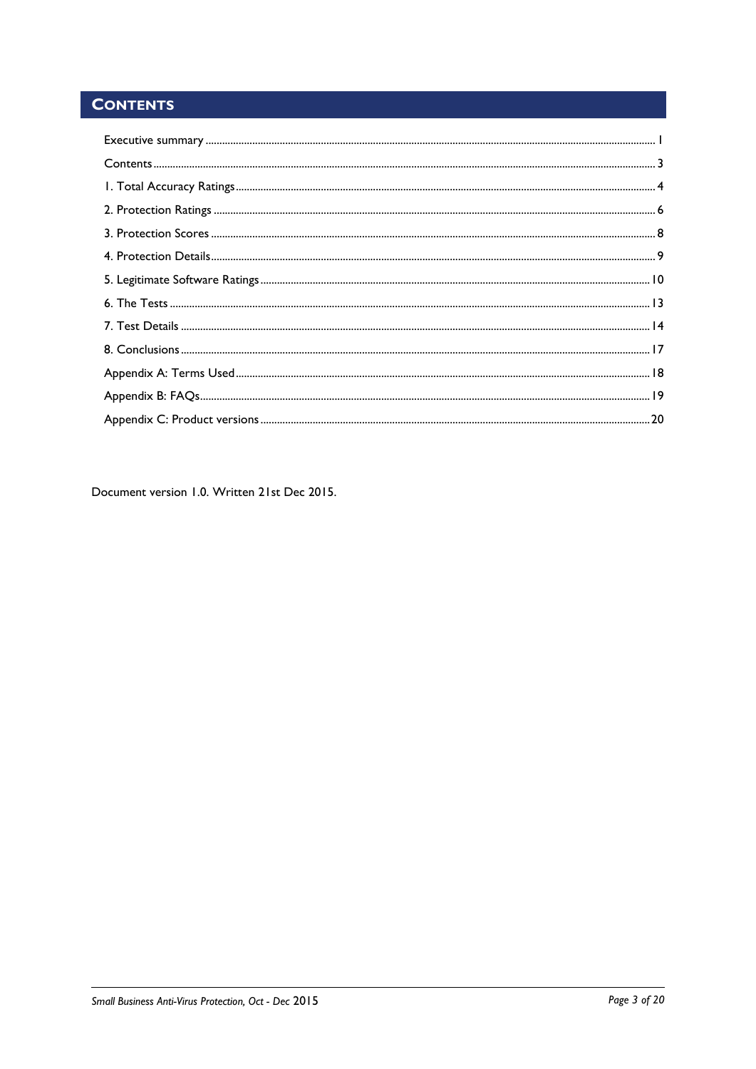## CONTENTS

Executive summary ..... 1

Contents ..... 3

1. Total Accuracy Ratings ..... 4

2. Protection Ratings ..... 6

3. Protection Scores ..... 8

4. Protection Details ..... 9

5. Legitimate Software Ratings ..... 10

6. The Tests ..... 13

7. Test Details ..... 14

8. Conclusions ..... 17

Appendix A: Terms Used ..... 18

Appendix B: FAQs ..... 19

Appendix C: Product versions ..... 20

Document version 1.0. Written 21st Dec 2015.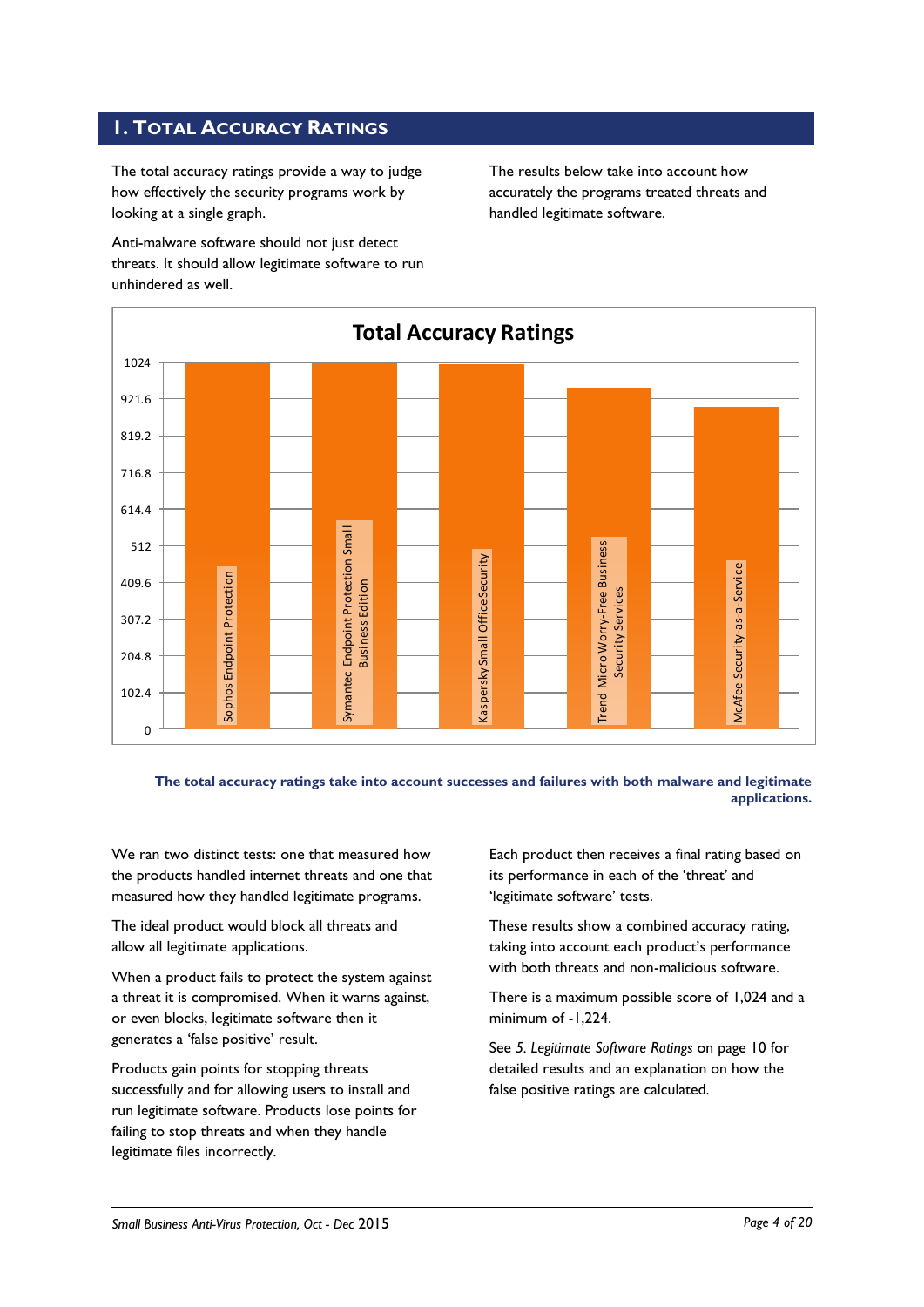## 1. Total Accuracy Ratings

The total accuracy ratings provide a way to judge how effectively the security programs work by looking at a single graph.

Anti-malware software should not just detect threats. It should allow legitimate software to run unhindered as well.

The results below take into account how accurately the programs treated threats and handled legitimate software.

**Total Accuracy Ratings**

| Product | Total Accuracy Rating (approx.) |
|---|---|
| Sophos Endpoint Protection | 1024 |
| Symantec Endpoint Protection Small Business Edition | 1024 |
| Kaspersky Small Office Security | ~1020 |
| Trend Micro Worry-Free Business Security Services | ~955 |
| McAfee Security-as-a-Service | ~900 |

**The total accuracy ratings take into account successes and failures with both malware and legitimate applications.**

We ran two distinct tests: one that measured how the products handled internet threats and one that measured how they handled legitimate programs.

The ideal product would block all threats and allow all legitimate applications.

When a product fails to protect the system against a threat it is compromised. When it warns against, or even blocks, legitimate software then it generates a 'false positive' result.

Products gain points for stopping threats successfully and for allowing users to install and run legitimate software. Products lose points for failing to stop threats and when they handle legitimate files incorrectly.

Each product then receives a final rating based on its performance in each of the 'threat' and 'legitimate software' tests.

These results show a combined accuracy rating, taking into account each product's performance with both threats and non-malicious software.

There is a maximum possible score of 1,024 and a minimum of -1,224.

See *5. Legitimate Software Ratings* on page 10 for detailed results and an explanation on how the false positive ratings are calculated.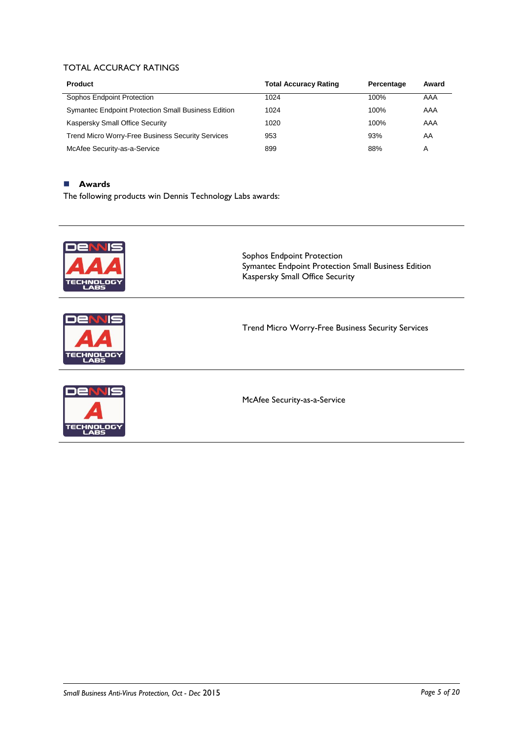## TOTAL ACCURACY RATINGS

| Product | Total Accuracy Rating | Percentage | Award |
|---|---|---|---|
| Sophos Endpoint Protection | 1024 | 100% | AAA |
| Symantec Endpoint Protection Small Business Edition | 1024 | 100% | AAA |
| Kaspersky Small Office Security | 1020 | 100% | AAA |
| Trend Micro Worry-Free Business Security Services | 953 | 93% | AA |
| McAfee Security-as-a-Service | 899 | 88% | A |

## Awards

The following products win Dennis Technology Labs awards:

| Award | Products |
|---|---|
| AAA | Sophos Endpoint Protection<br>Symantec Endpoint Protection Small Business Edition<br>Kaspersky Small Office Security |
| AA | Trend Micro Worry-Free Business Security Services |
| A | McAfee Security-as-a-Service |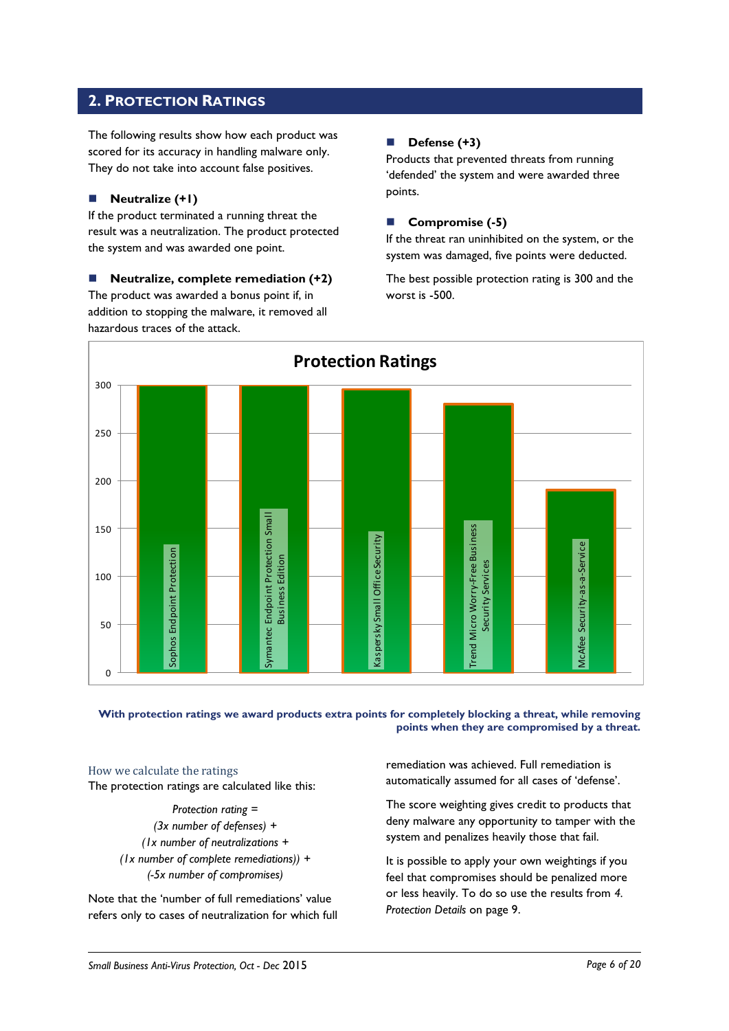## 2. Protection Ratings

The following results show how each product was scored for its accuracy in handling malware only. They do not take into account false positives.

- **Neutralize (+1)**

If the product terminated a running threat the result was a neutralization. The product protected the system and was awarded one point.

- **Neutralize, complete remediation (+2)**

The product was awarded a bonus point if, in addition to stopping the malware, it removed all hazardous traces of the attack.

- **Defense (+3)**

Products that prevented threats from running 'defended' the system and were awarded three points.

- **Compromise (-5)**

If the threat ran uninhibited on the system, or the system was damaged, five points were deducted.

The best possible protection rating is 300 and the worst is -500.

**Protection Ratings**

| Product | Protection Rating (approx.) |
|---|---|
| Sophos Endpoint Protection | 300 |
| Symantec Endpoint Protection Small Business Edition | 300 |
| Kaspersky Small Office Security | 296 |
| Trend Micro Worry-Free Business Security Services | 280 |
| McAfee Security-as-a-Service | 190 |

**With protection ratings we award products extra points for completely blocking a threat, while removing points when they are compromised by a threat.**

### How we calculate the ratings

The protection ratings are calculated like this:

*Protection rating =*
*(3x number of defenses) +*
*(1x number of neutralizations +*
*(1x number of complete remediations)) +*
*(-5x number of compromises)*

Note that the 'number of full remediations' value refers only to cases of neutralization for which full remediation was achieved. Full remediation is automatically assumed for all cases of 'defense'.

The score weighting gives credit to products that deny malware any opportunity to tamper with the system and penalizes heavily those that fail.

It is possible to apply your own weightings if you feel that compromises should be penalized more or less heavily. To do so use the results from *4. Protection Details* on page 9.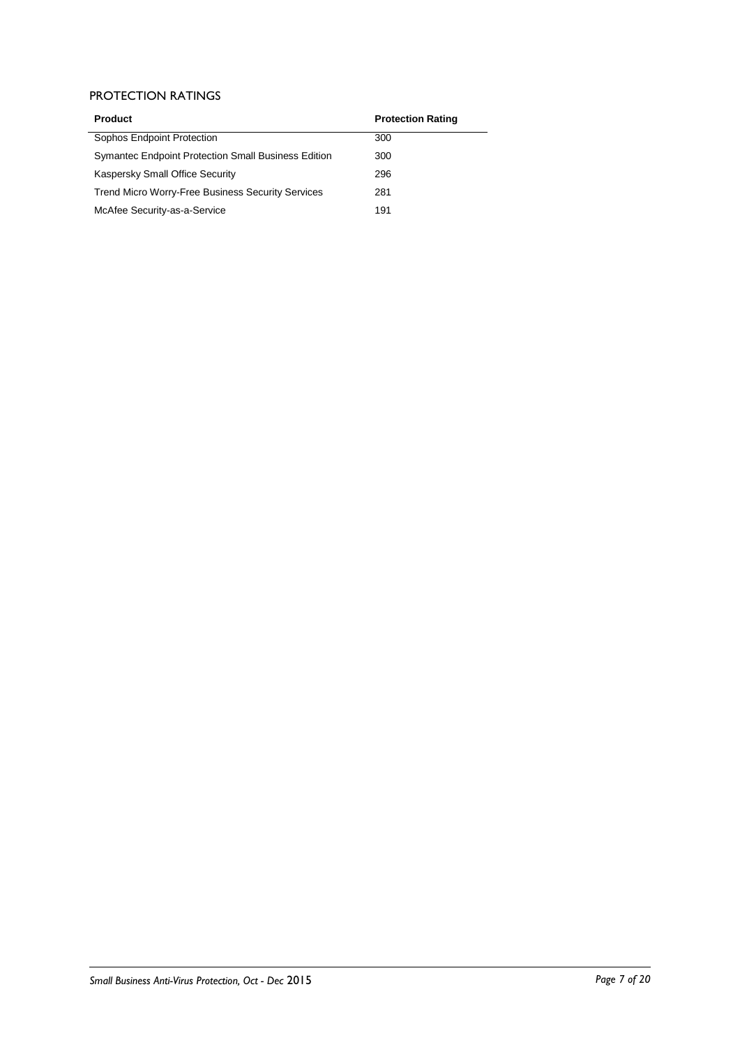## PROTECTION RATINGS

| Product | Protection Rating |
|---|---|
| Sophos Endpoint Protection | 300 |
| Symantec Endpoint Protection Small Business Edition | 300 |
| Kaspersky Small Office Security | 296 |
| Trend Micro Worry-Free Business Security Services | 281 |
| McAfee Security-as-a-Service | 191 |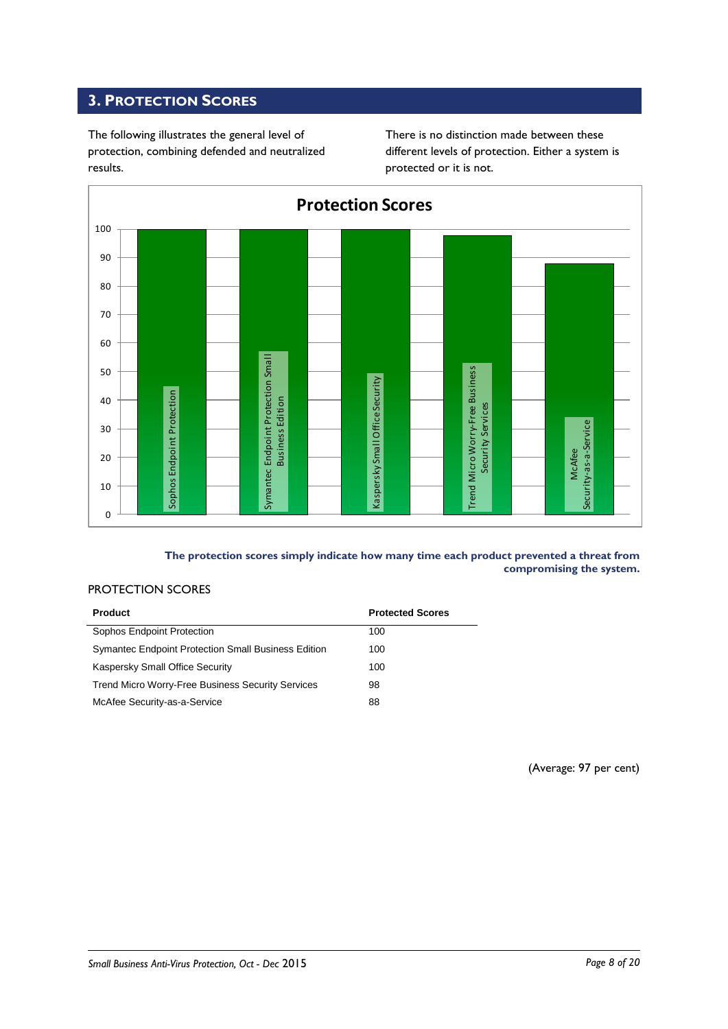## 3. Protection Scores

The following illustrates the general level of protection, combining defended and neutralized results.

There is no distinction made between these different levels of protection. Either a system is protected or it is not.

**The protection scores simply indicate how many time each product prevented a threat from compromising the system.**

PROTECTION SCORES

| Product | Protected Scores |
|---|---|
| Sophos Endpoint Protection | 100 |
| Symantec Endpoint Protection Small Business Edition | 100 |
| Kaspersky Small Office Security | 100 |
| Trend Micro Worry-Free Business Security Services | 98 |
| McAfee Security-as-a-Service | 88 |

(Average: 97 per cent)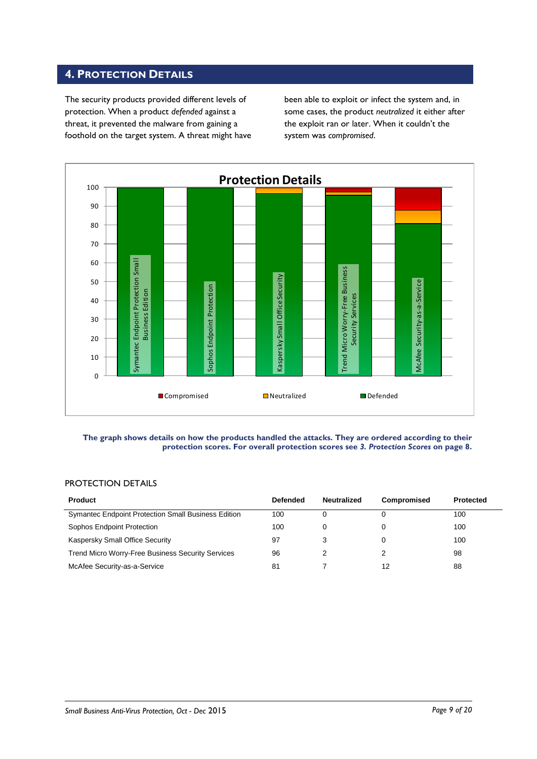## 4. Protection Details

The security products provided different levels of protection. When a product *defended* against a threat, it prevented the malware from gaining a foothold on the target system. A threat might have been able to exploit or infect the system and, in some cases, the product *neutralized* it either after the exploit ran or later. When it couldn't the system was *compromised*.

**The graph shows details on how the products handled the attacks. They are ordered according to their protection scores. For overall protection scores see *3. Protection Scores* on page 8.**

PROTECTION DETAILS

| Product | Defended | Neutralized | Compromised | Protected |
|---|---|---|---|---|
| Symantec Endpoint Protection Small Business Edition | 100 | 0 | 0 | 100 |
| Sophos Endpoint Protection | 100 | 0 | 0 | 100 |
| Kaspersky Small Office Security | 97 | 3 | 0 | 100 |
| Trend Micro Worry-Free Business Security Services | 96 | 2 | 2 | 98 |
| McAfee Security-as-a-Service | 81 | 7 | 12 | 88 |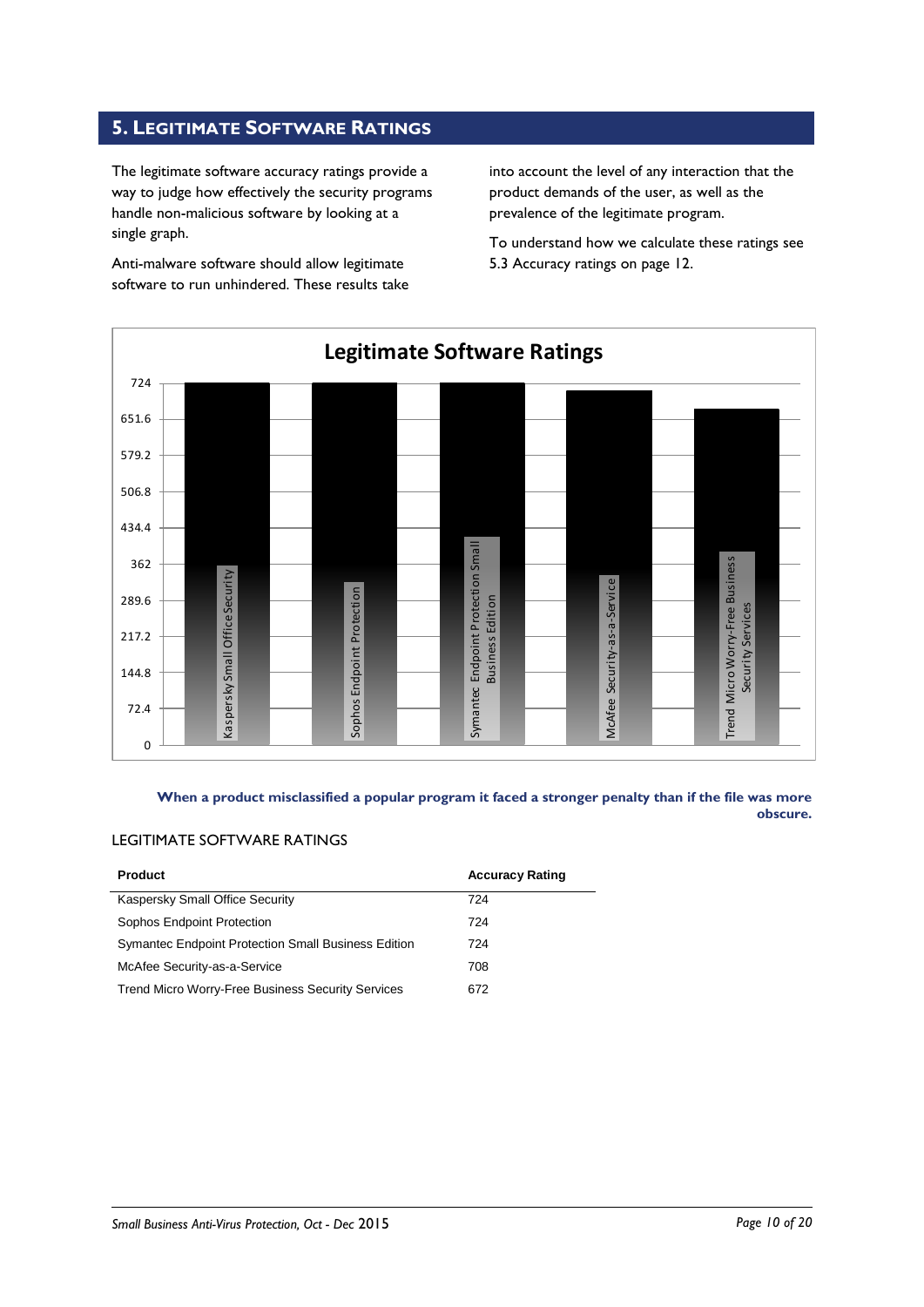## 5. Legitimate Software Ratings

The legitimate software accuracy ratings provide a way to judge how effectively the security programs handle non-malicious software by looking at a single graph.

Anti-malware software should allow legitimate software to run unhindered. These results take into account the level of any interaction that the product demands of the user, as well as the prevalence of the legitimate program.

To understand how we calculate these ratings see 5.3 Accuracy ratings on page 12.

**Legitimate Software Ratings**

| Product | Rating |
|---|---|
| Kaspersky Small Office Security | 724 |
| Sophos Endpoint Protection | 724 |
| Symantec Endpoint Protection Small Business Edition | 724 |
| McAfee Security-as-a-Service | 708 |
| Trend Micro Worry-Free Business Security Services | 672 |

**When a product misclassified a popular program it faced a stronger penalty than if the file was more obscure.**

LEGITIMATE SOFTWARE RATINGS

| Product | Accuracy Rating |
|---|---|
| Kaspersky Small Office Security | 724 |
| Sophos Endpoint Protection | 724 |
| Symantec Endpoint Protection Small Business Edition | 724 |
| McAfee Security-as-a-Service | 708 |
| Trend Micro Worry-Free Business Security Services | 672 |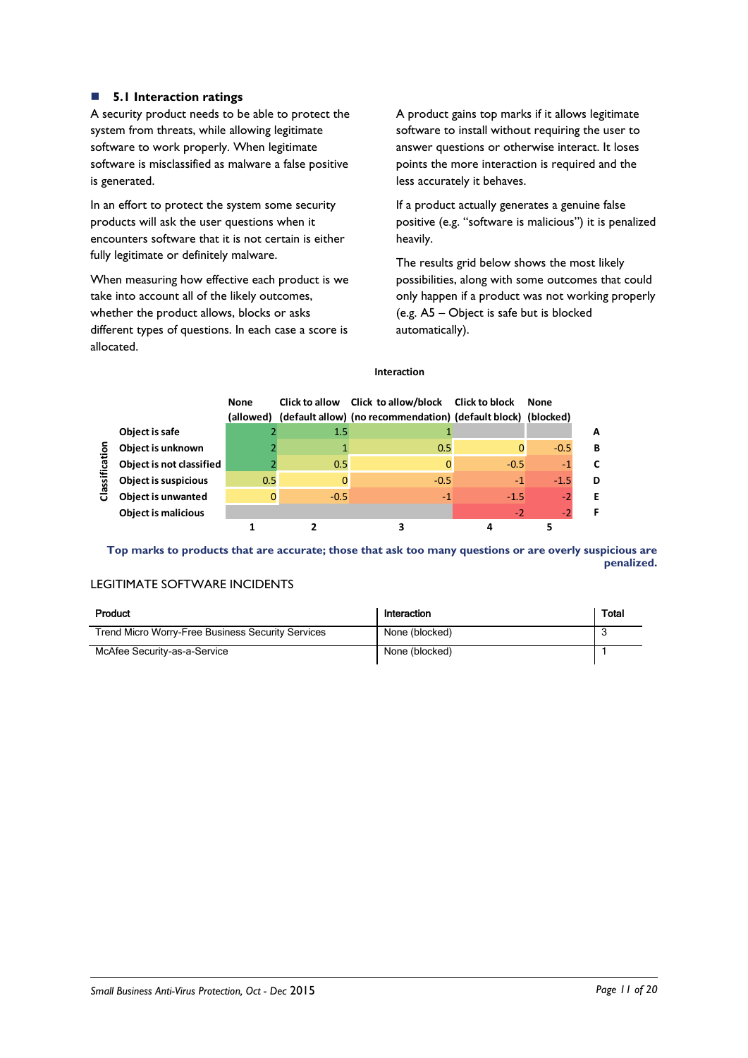## 5.1 Interaction ratings

A security product needs to be able to protect the system from threats, while allowing legitimate software to work properly. When legitimate software is misclassified as malware a false positive is generated.

In an effort to protect the system some security products will ask the user questions when it encounters software that it is not certain is either fully legitimate or definitely malware.

When measuring how effective each product is we take into account all of the likely outcomes, whether the product allows, blocks or asks different types of questions. In each case a score is allocated.

A product gains top marks if it allows legitimate software to install without requiring the user to answer questions or otherwise interact. It loses points the more interaction is required and the less accurately it behaves.

If a product actually generates a genuine false positive (e.g. "software is malicious") it is penalized heavily.

The results grid below shows the most likely possibilities, along with some outcomes that could only happen if a product was not working properly (e.g. A5 – Object is safe but is blocked automatically).

**Interaction**

| Classification | None (allowed) | Click to allow (default allow) | Click to allow/block (no recommendation) | Click to block (default block) | None (blocked) | |
|---|---|---|---|---|---|---|
| Object is safe | 2 | 1.5 | 1 | | | **A** |
| Object is unknown | 2 | 1 | 0.5 | 0 | -0.5 | **B** |
| Object is not classified | 2 | 0.5 | 0 | -0.5 | -1 | **C** |
| Object is suspicious | 0.5 | 0 | -0.5 | -1 | -1.5 | **D** |
| Object is unwanted | 0 | -0.5 | -1 | -1.5 | -2 | **E** |
| Object is malicious | | | | -2 | -2 | **F** |
| | **1** | **2** | **3** | **4** | **5** | |

**Top marks to products that are accurate; those that ask too many questions or are overly suspicious are penalized.**

LEGITIMATE SOFTWARE INCIDENTS

| Product | Interaction | Total |
|---|---|---|
| Trend Micro Worry-Free Business Security Services | None (blocked) | 3 |
| McAfee Security-as-a-Service | None (blocked) | 1 |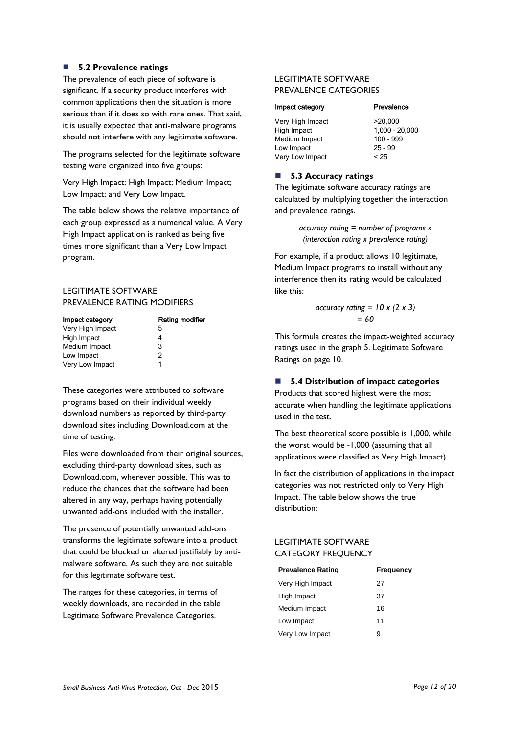## 5.2 Prevalence ratings

The prevalence of each piece of software is significant. If a security product interferes with common applications then the situation is more serious than if it does so with rare ones. That said, it is usually expected that anti-malware programs should not interfere with any legitimate software.

The programs selected for the legitimate software testing were organized into five groups:

Very High Impact; High Impact; Medium Impact; Low Impact; and Very Low Impact.

The table below shows the relative importance of each group expressed as a numerical value. A Very High Impact application is ranked as being five times more significant than a Very Low Impact program.

LEGITIMATE SOFTWARE PREVALENCE RATING MODIFIERS

| Impact category | Rating modifier |
|---|---|
| Very High Impact | 5 |
| High Impact | 4 |
| Medium Impact | 3 |
| Low Impact | 2 |
| Very Low Impact | 1 |

These categories were attributed to software programs based on their individual weekly download numbers as reported by third-party download sites including Download.com at the time of testing.

Files were downloaded from their original sources, excluding third-party download sites, such as Download.com, wherever possible. This was to reduce the chances that the software had been altered in any way, perhaps having potentially unwanted add-ons included with the installer.

The presence of potentially unwanted add-ons transforms the legitimate software into a product that could be blocked or altered justifiably by anti-malware software. As such they are not suitable for this legitimate software test.

The ranges for these categories, in terms of weekly downloads, are recorded in the table Legitimate Software Prevalence Categories.

LEGITIMATE SOFTWARE PREVALENCE CATEGORIES

| Impact category | Prevalence |
|---|---|
| Very High Impact | >20,000 |
| High Impact | 1,000 - 20,000 |
| Medium Impact | 100 - 999 |
| Low Impact | 25 - 99 |
| Very Low Impact | < 25 |

## 5.3 Accuracy ratings

The legitimate software accuracy ratings are calculated by multiplying together the interaction and prevalence ratings.

*accuracy rating = number of programs x (interaction rating x prevalence rating)*

For example, if a product allows 10 legitimate, Medium Impact programs to install without any interference then its rating would be calculated like this:

*accuracy rating = 10 x (2 x 3)*
*= 60*

This formula creates the impact-weighted accuracy ratings used in the graph 5. Legitimate Software Ratings on page 10.

## 5.4 Distribution of impact categories

Products that scored highest were the most accurate when handling the legitimate applications used in the test.

The best theoretical score possible is 1,000, while the worst would be -1,000 (assuming that all applications were classified as Very High Impact).

In fact the distribution of applications in the impact categories was not restricted only to Very High Impact. The table below shows the true distribution:

LEGITIMATE SOFTWARE CATEGORY FREQUENCY

| Prevalence Rating | Frequency |
|---|---|
| Very High Impact | 27 |
| High Impact | 37 |
| Medium Impact | 16 |
| Low Impact | 11 |
| Very Low Impact | 9 |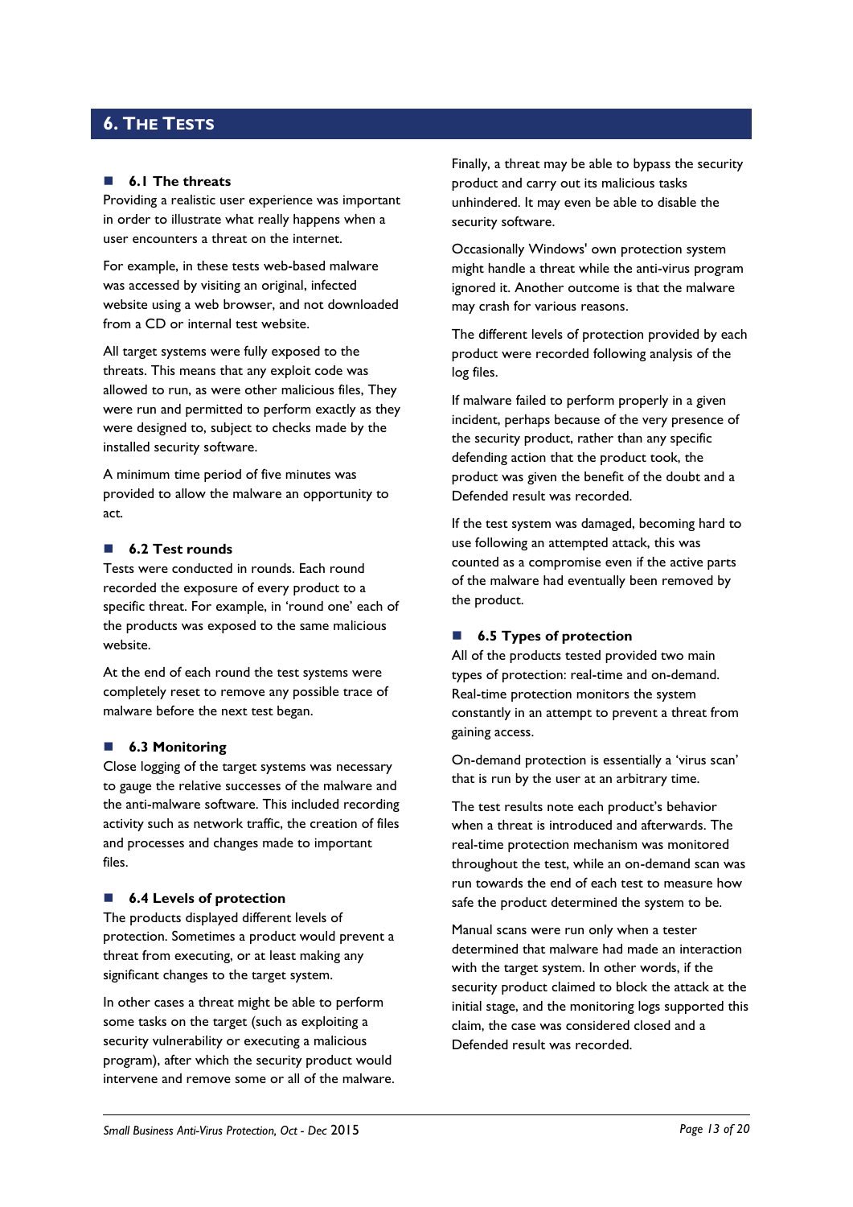## 6. The Tests

### 6.1 The threats

Providing a realistic user experience was important in order to illustrate what really happens when a user encounters a threat on the internet.

For example, in these tests web-based malware was accessed by visiting an original, infected website using a web browser, and not downloaded from a CD or internal test website.

All target systems were fully exposed to the threats. This means that any exploit code was allowed to run, as were other malicious files, They were run and permitted to perform exactly as they were designed to, subject to checks made by the installed security software.

A minimum time period of five minutes was provided to allow the malware an opportunity to act.

### 6.2 Test rounds

Tests were conducted in rounds. Each round recorded the exposure of every product to a specific threat. For example, in 'round one' each of the products was exposed to the same malicious website.

At the end of each round the test systems were completely reset to remove any possible trace of malware before the next test began.

### 6.3 Monitoring

Close logging of the target systems was necessary to gauge the relative successes of the malware and the anti-malware software. This included recording activity such as network traffic, the creation of files and processes and changes made to important files.

### 6.4 Levels of protection

The products displayed different levels of protection. Sometimes a product would prevent a threat from executing, or at least making any significant changes to the target system.

In other cases a threat might be able to perform some tasks on the target (such as exploiting a security vulnerability or executing a malicious program), after which the security product would intervene and remove some or all of the malware.

Finally, a threat may be able to bypass the security product and carry out its malicious tasks unhindered. It may even be able to disable the security software.

Occasionally Windows' own protection system might handle a threat while the anti-virus program ignored it. Another outcome is that the malware may crash for various reasons.

The different levels of protection provided by each product were recorded following analysis of the log files.

If malware failed to perform properly in a given incident, perhaps because of the very presence of the security product, rather than any specific defending action that the product took, the product was given the benefit of the doubt and a Defended result was recorded.

If the test system was damaged, becoming hard to use following an attempted attack, this was counted as a compromise even if the active parts of the malware had eventually been removed by the product.

### 6.5 Types of protection

All of the products tested provided two main types of protection: real-time and on-demand. Real-time protection monitors the system constantly in an attempt to prevent a threat from gaining access.

On-demand protection is essentially a 'virus scan' that is run by the user at an arbitrary time.

The test results note each product's behavior when a threat is introduced and afterwards. The real-time protection mechanism was monitored throughout the test, while an on-demand scan was run towards the end of each test to measure how safe the product determined the system to be.

Manual scans were run only when a tester determined that malware had made an interaction with the target system. In other words, if the security product claimed to block the attack at the initial stage, and the monitoring logs supported this claim, the case was considered closed and a Defended result was recorded.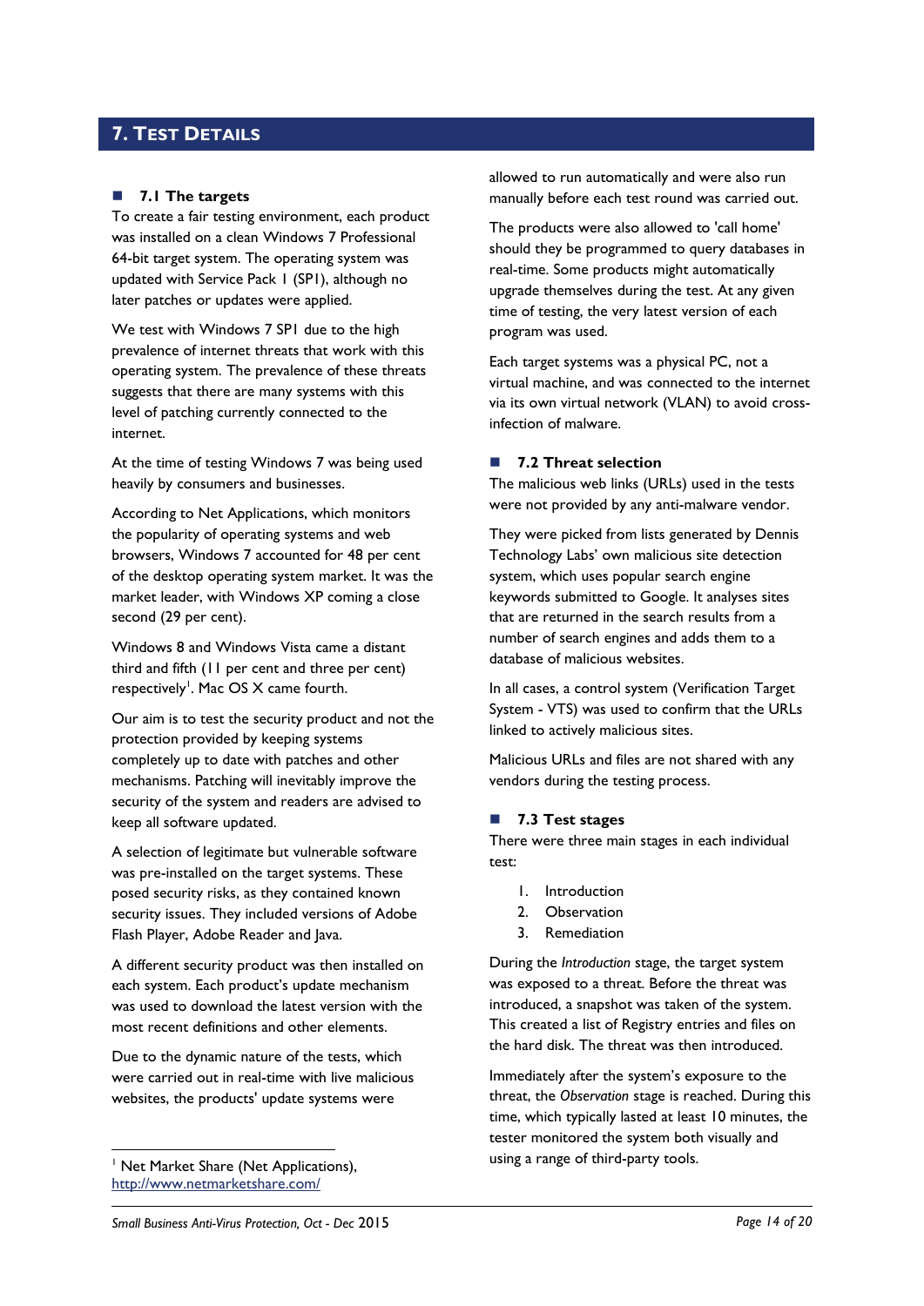# 7. Test Details

### 7.1 The targets

To create a fair testing environment, each product was installed on a clean Windows 7 Professional 64-bit target system. The operating system was updated with Service Pack 1 (SP1), although no later patches or updates were applied.

We test with Windows 7 SP1 due to the high prevalence of internet threats that work with this operating system. The prevalence of these threats suggests that there are many systems with this level of patching currently connected to the internet.

At the time of testing Windows 7 was being used heavily by consumers and businesses.

According to Net Applications, which monitors the popularity of operating systems and web browsers, Windows 7 accounted for 48 per cent of the desktop operating system market. It was the market leader, with Windows XP coming a close second (29 per cent).

Windows 8 and Windows Vista came a distant third and fifth (11 per cent and three per cent) respectively[1]. Mac OS X came fourth.

Our aim is to test the security product and not the protection provided by keeping systems completely up to date with patches and other mechanisms. Patching will inevitably improve the security of the system and readers are advised to keep all software updated.

A selection of legitimate but vulnerable software was pre-installed on the target systems. These posed security risks, as they contained known security issues. They included versions of Adobe Flash Player, Adobe Reader and Java.

A different security product was then installed on each system. Each product's update mechanism was used to download the latest version with the most recent definitions and other elements.

Due to the dynamic nature of the tests, which were carried out in real-time with live malicious websites, the products' update systems were allowed to run automatically and were also run manually before each test round was carried out.

The products were also allowed to 'call home' should they be programmed to query databases in real-time. Some products might automatically upgrade themselves during the test. At any given time of testing, the very latest version of each program was used.

Each target systems was a physical PC, not a virtual machine, and was connected to the internet via its own virtual network (VLAN) to avoid cross-infection of malware.

### 7.2 Threat selection

The malicious web links (URLs) used in the tests were not provided by any anti-malware vendor.

They were picked from lists generated by Dennis Technology Labs' own malicious site detection system, which uses popular search engine keywords submitted to Google. It analyses sites that are returned in the search results from a number of search engines and adds them to a database of malicious websites.

In all cases, a control system (Verification Target System - VTS) was used to confirm that the URLs linked to actively malicious sites.

Malicious URLs and files are not shared with any vendors during the testing process.

### 7.3 Test stages

There were three main stages in each individual test:

1. Introduction
2. Observation
3. Remediation

During the *Introduction* stage, the target system was exposed to a threat. Before the threat was introduced, a snapshot was taken of the system. This created a list of Registry entries and files on the hard disk. The threat was then introduced.

Immediately after the system's exposure to the threat, the *Observation* stage is reached. During this time, which typically lasted at least 10 minutes, the tester monitored the system both visually and using a range of third-party tools.

---

[1] Net Market Share (Net Applications), http://www.netmarketshare.com/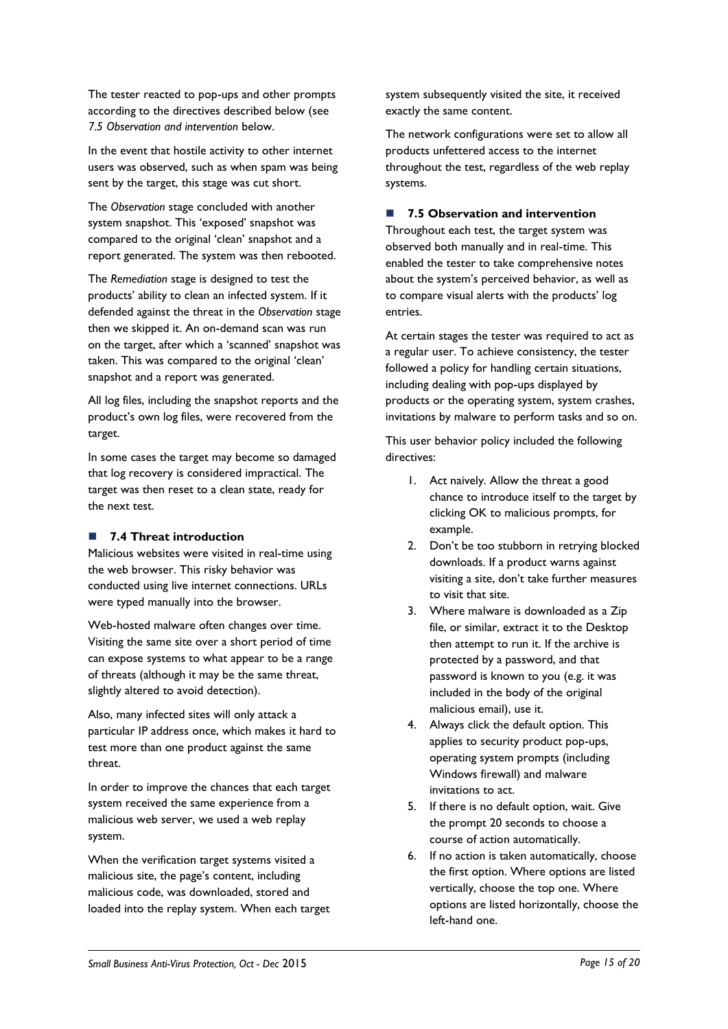The tester reacted to pop-ups and other prompts according to the directives described below (see *7.5 Observation and intervention* below.

In the event that hostile activity to other internet users was observed, such as when spam was being sent by the target, this stage was cut short.

The *Observation* stage concluded with another system snapshot. This 'exposed' snapshot was compared to the original 'clean' snapshot and a report generated. The system was then rebooted.

The *Remediation* stage is designed to test the products' ability to clean an infected system. If it defended against the threat in the *Observation* stage then we skipped it. An on-demand scan was run on the target, after which a 'scanned' snapshot was taken. This was compared to the original 'clean' snapshot and a report was generated.

All log files, including the snapshot reports and the product's own log files, were recovered from the target.

In some cases the target may become so damaged that log recovery is considered impractical. The target was then reset to a clean state, ready for the next test.

### 7.4 Threat introduction

Malicious websites were visited in real-time using the web browser. This risky behavior was conducted using live internet connections. URLs were typed manually into the browser.

Web-hosted malware often changes over time. Visiting the same site over a short period of time can expose systems to what appear to be a range of threats (although it may be the same threat, slightly altered to avoid detection).

Also, many infected sites will only attack a particular IP address once, which makes it hard to test more than one product against the same threat.

In order to improve the chances that each target system received the same experience from a malicious web server, we used a web replay system.

When the verification target systems visited a malicious site, the page's content, including malicious code, was downloaded, stored and loaded into the replay system. When each target system subsequently visited the site, it received exactly the same content.

The network configurations were set to allow all products unfettered access to the internet throughout the test, regardless of the web replay systems.

### 7.5 Observation and intervention

Throughout each test, the target system was observed both manually and in real-time. This enabled the tester to take comprehensive notes about the system's perceived behavior, as well as to compare visual alerts with the products' log entries.

At certain stages the tester was required to act as a regular user. To achieve consistency, the tester followed a policy for handling certain situations, including dealing with pop-ups displayed by products or the operating system, system crashes, invitations by malware to perform tasks and so on.

This user behavior policy included the following directives:

1. Act naively. Allow the threat a good chance to introduce itself to the target by clicking OK to malicious prompts, for example.
2. Don't be too stubborn in retrying blocked downloads. If a product warns against visiting a site, don't take further measures to visit that site.
3. Where malware is downloaded as a Zip file, or similar, extract it to the Desktop then attempt to run it. If the archive is protected by a password, and that password is known to you (e.g. it was included in the body of the original malicious email), use it.
4. Always click the default option. This applies to security product pop-ups, operating system prompts (including Windows firewall) and malware invitations to act.
5. If there is no default option, wait. Give the prompt 20 seconds to choose a course of action automatically.
6. If no action is taken automatically, choose the first option. Where options are listed vertically, choose the top one. Where options are listed horizontally, choose the left-hand one.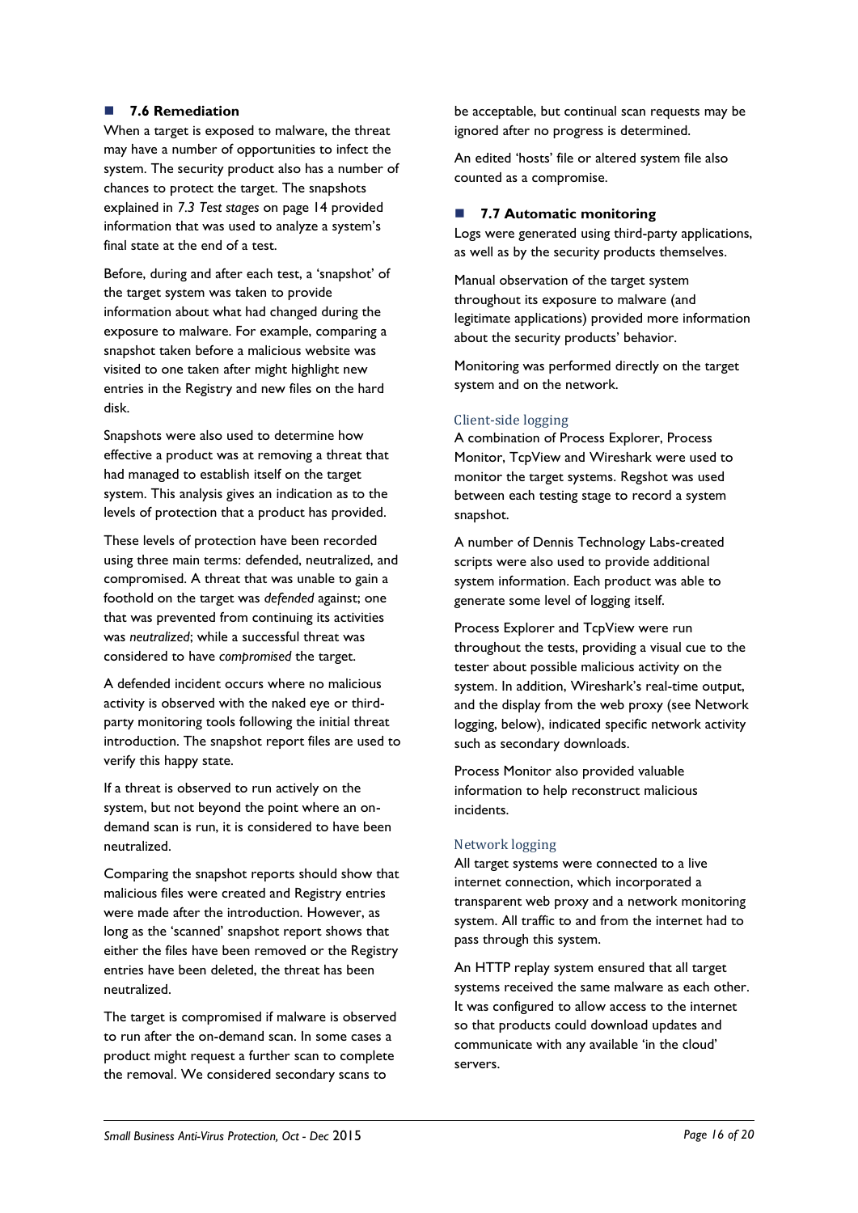## 7.6 Remediation

When a target is exposed to malware, the threat may have a number of opportunities to infect the system. The security product also has a number of chances to protect the target. The snapshots explained in *7.3 Test stages* on page 14 provided information that was used to analyze a system's final state at the end of a test.

Before, during and after each test, a 'snapshot' of the target system was taken to provide information about what had changed during the exposure to malware. For example, comparing a snapshot taken before a malicious website was visited to one taken after might highlight new entries in the Registry and new files on the hard disk.

Snapshots were also used to determine how effective a product was at removing a threat that had managed to establish itself on the target system. This analysis gives an indication as to the levels of protection that a product has provided.

These levels of protection have been recorded using three main terms: defended, neutralized, and compromised. A threat that was unable to gain a foothold on the target was *defended* against; one that was prevented from continuing its activities was *neutralized*; while a successful threat was considered to have *compromised* the target.

A defended incident occurs where no malicious activity is observed with the naked eye or third-party monitoring tools following the initial threat introduction. The snapshot report files are used to verify this happy state.

If a threat is observed to run actively on the system, but not beyond the point where an on-demand scan is run, it is considered to have been neutralized.

Comparing the snapshot reports should show that malicious files were created and Registry entries were made after the introduction. However, as long as the 'scanned' snapshot report shows that either the files have been removed or the Registry entries have been deleted, the threat has been neutralized.

The target is compromised if malware is observed to run after the on-demand scan. In some cases a product might request a further scan to complete the removal. We considered secondary scans to be acceptable, but continual scan requests may be ignored after no progress is determined.

An edited 'hosts' file or altered system file also counted as a compromise.

## 7.7 Automatic monitoring

Logs were generated using third-party applications, as well as by the security products themselves.

Manual observation of the target system throughout its exposure to malware (and legitimate applications) provided more information about the security products' behavior.

Monitoring was performed directly on the target system and on the network.

### Client-side logging

A combination of Process Explorer, Process Monitor, TcpView and Wireshark were used to monitor the target systems. Regshot was used between each testing stage to record a system snapshot.

A number of Dennis Technology Labs-created scripts were also used to provide additional system information. Each product was able to generate some level of logging itself.

Process Explorer and TcpView were run throughout the tests, providing a visual cue to the tester about possible malicious activity on the system. In addition, Wireshark's real-time output, and the display from the web proxy (see Network logging, below), indicated specific network activity such as secondary downloads.

Process Monitor also provided valuable information to help reconstruct malicious incidents.

### Network logging

All target systems were connected to a live internet connection, which incorporated a transparent web proxy and a network monitoring system. All traffic to and from the internet had to pass through this system.

An HTTP replay system ensured that all target systems received the same malware as each other. It was configured to allow access to the internet so that products could download updates and communicate with any available 'in the cloud' servers.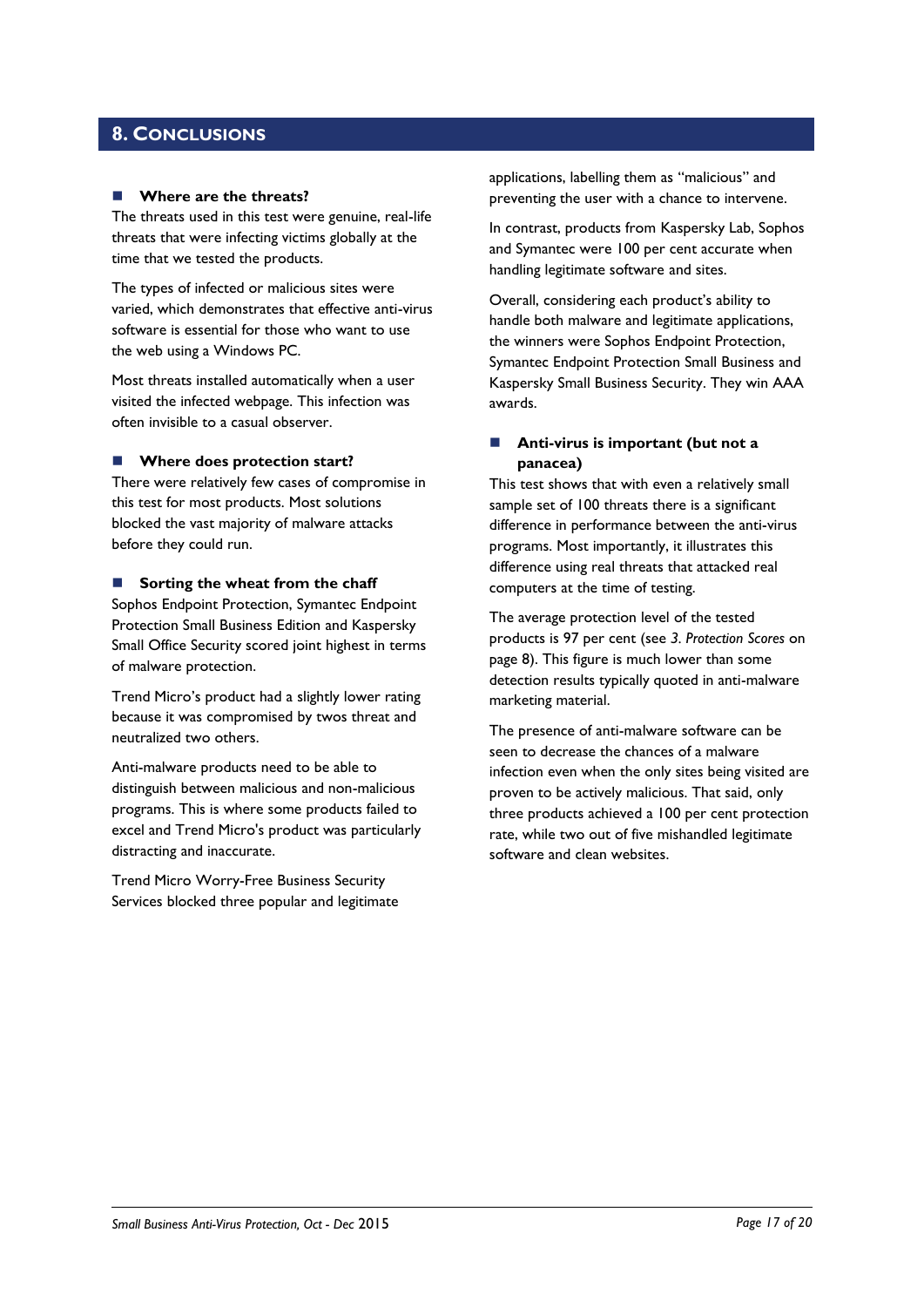## 8. Conclusions

### Where are the threats?

The threats used in this test were genuine, real-life threats that were infecting victims globally at the time that we tested the products.

The types of infected or malicious sites were varied, which demonstrates that effective anti-virus software is essential for those who want to use the web using a Windows PC.

Most threats installed automatically when a user visited the infected webpage. This infection was often invisible to a casual observer.

### Where does protection start?

There were relatively few cases of compromise in this test for most products. Most solutions blocked the vast majority of malware attacks before they could run.

### Sorting the wheat from the chaff

Sophos Endpoint Protection, Symantec Endpoint Protection Small Business Edition and Kaspersky Small Office Security scored joint highest in terms of malware protection.

Trend Micro's product had a slightly lower rating because it was compromised by twos threat and neutralized two others.

Anti-malware products need to be able to distinguish between malicious and non-malicious programs. This is where some products failed to excel and Trend Micro's product was particularly distracting and inaccurate.

Trend Micro Worry-Free Business Security Services blocked three popular and legitimate applications, labelling them as "malicious" and preventing the user with a chance to intervene.

In contrast, products from Kaspersky Lab, Sophos and Symantec were 100 per cent accurate when handling legitimate software and sites.

Overall, considering each product's ability to handle both malware and legitimate applications, the winners were Sophos Endpoint Protection, Symantec Endpoint Protection Small Business and Kaspersky Small Business Security. They win AAA awards.

### Anti-virus is important (but not a panacea)

This test shows that with even a relatively small sample set of 100 threats there is a significant difference in performance between the anti-virus programs. Most importantly, it illustrates this difference using real threats that attacked real computers at the time of testing.

The average protection level of the tested products is 97 per cent (see *3. Protection Scores* on page 8). This figure is much lower than some detection results typically quoted in anti-malware marketing material.

The presence of anti-malware software can be seen to decrease the chances of a malware infection even when the only sites being visited are proven to be actively malicious. That said, only three products achieved a 100 per cent protection rate, while two out of five mishandled legitimate software and clean websites.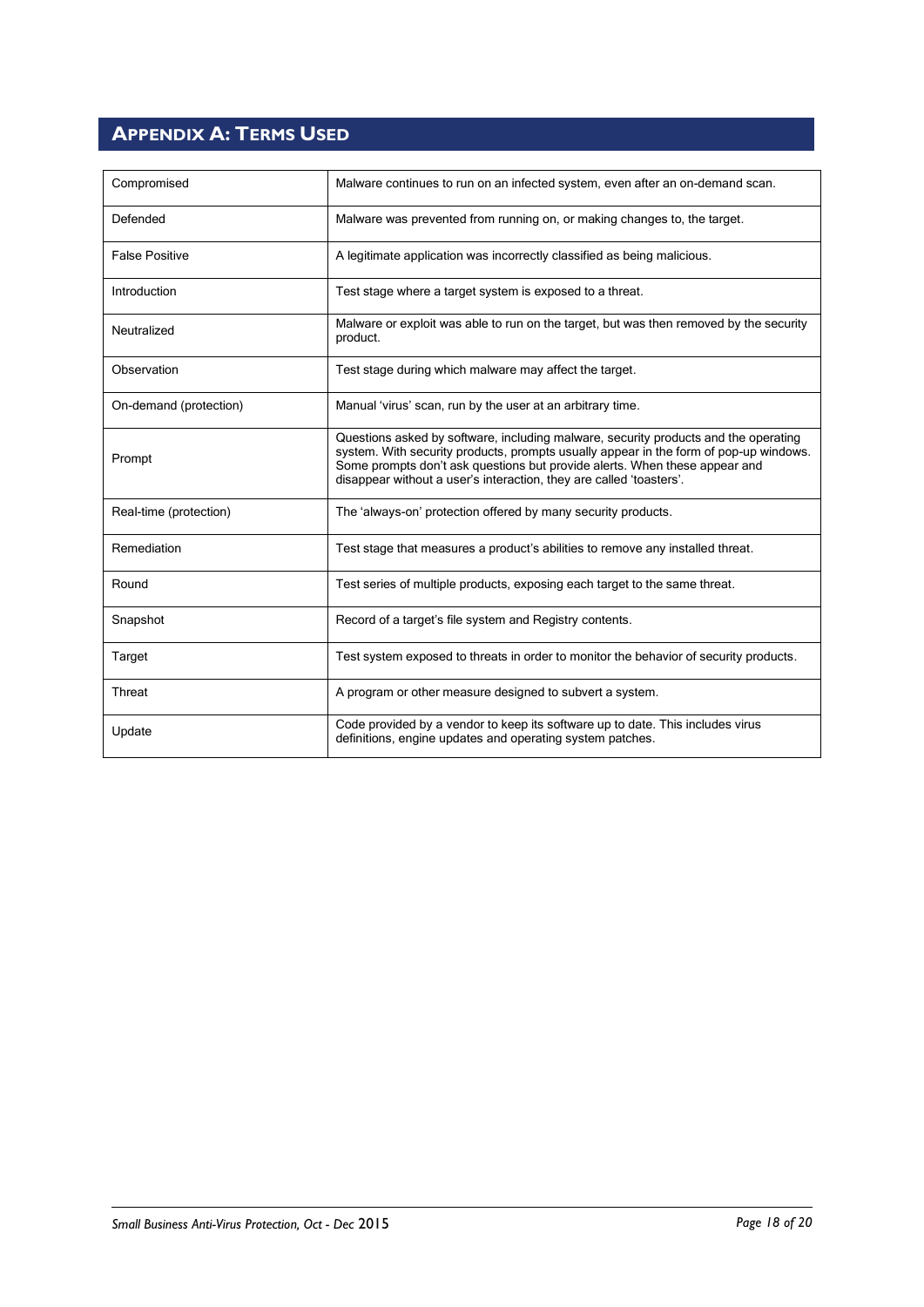## Appendix A: Terms Used

| Term | Definition |
|---|---|
| Compromised | Malware continues to run on an infected system, even after an on-demand scan. |
| Defended | Malware was prevented from running on, or making changes to, the target. |
| False Positive | A legitimate application was incorrectly classified as being malicious. |
| Introduction | Test stage where a target system is exposed to a threat. |
| Neutralized | Malware or exploit was able to run on the target, but was then removed by the security product. |
| Observation | Test stage during which malware may affect the target. |
| On-demand (protection) | Manual 'virus' scan, run by the user at an arbitrary time. |
| Prompt | Questions asked by software, including malware, security products and the operating system. With security products, prompts usually appear in the form of pop-up windows. Some prompts don't ask questions but provide alerts. When these appear and disappear without a user's interaction, they are called 'toasters'. |
| Real-time (protection) | The 'always-on' protection offered by many security products. |
| Remediation | Test stage that measures a product's abilities to remove any installed threat. |
| Round | Test series of multiple products, exposing each target to the same threat. |
| Snapshot | Record of a target's file system and Registry contents. |
| Target | Test system exposed to threats in order to monitor the behavior of security products. |
| Threat | A program or other measure designed to subvert a system. |
| Update | Code provided by a vendor to keep its software up to date. This includes virus definitions, engine updates and operating system patches. |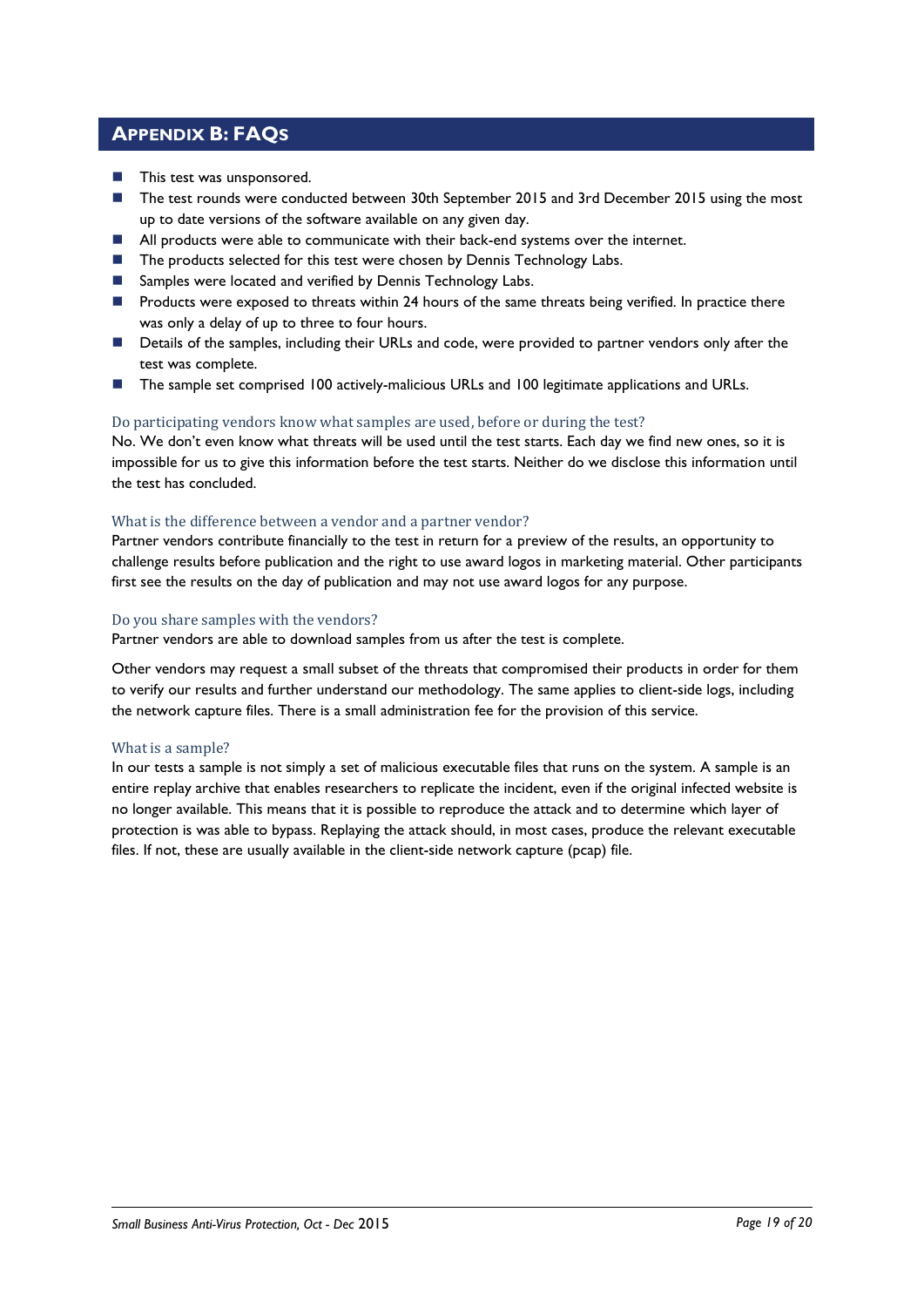## Appendix B: FAQs

- This test was unsponsored.
- The test rounds were conducted between 30th September 2015 and 3rd December 2015 using the most up to date versions of the software available on any given day.
- All products were able to communicate with their back-end systems over the internet.
- The products selected for this test were chosen by Dennis Technology Labs.
- Samples were located and verified by Dennis Technology Labs.
- Products were exposed to threats within 24 hours of the same threats being verified. In practice there was only a delay of up to three to four hours.
- Details of the samples, including their URLs and code, were provided to partner vendors only after the test was complete.
- The sample set comprised 100 actively-malicious URLs and 100 legitimate applications and URLs.

### Do participating vendors know what samples are used, before or during the test?

No. We don't even know what threats will be used until the test starts. Each day we find new ones, so it is impossible for us to give this information before the test starts. Neither do we disclose this information until the test has concluded.

### What is the difference between a vendor and a partner vendor?

Partner vendors contribute financially to the test in return for a preview of the results, an opportunity to challenge results before publication and the right to use award logos in marketing material. Other participants first see the results on the day of publication and may not use award logos for any purpose.

### Do you share samples with the vendors?

Partner vendors are able to download samples from us after the test is complete.

Other vendors may request a small subset of the threats that compromised their products in order for them to verify our results and further understand our methodology. The same applies to client-side logs, including the network capture files. There is a small administration fee for the provision of this service.

### What is a sample?

In our tests a sample is not simply a set of malicious executable files that runs on the system. A sample is an entire replay archive that enables researchers to replicate the incident, even if the original infected website is no longer available. This means that it is possible to reproduce the attack and to determine which layer of protection is was able to bypass. Replaying the attack should, in most cases, produce the relevant executable files. If not, these are usually available in the client-side network capture (pcap) file.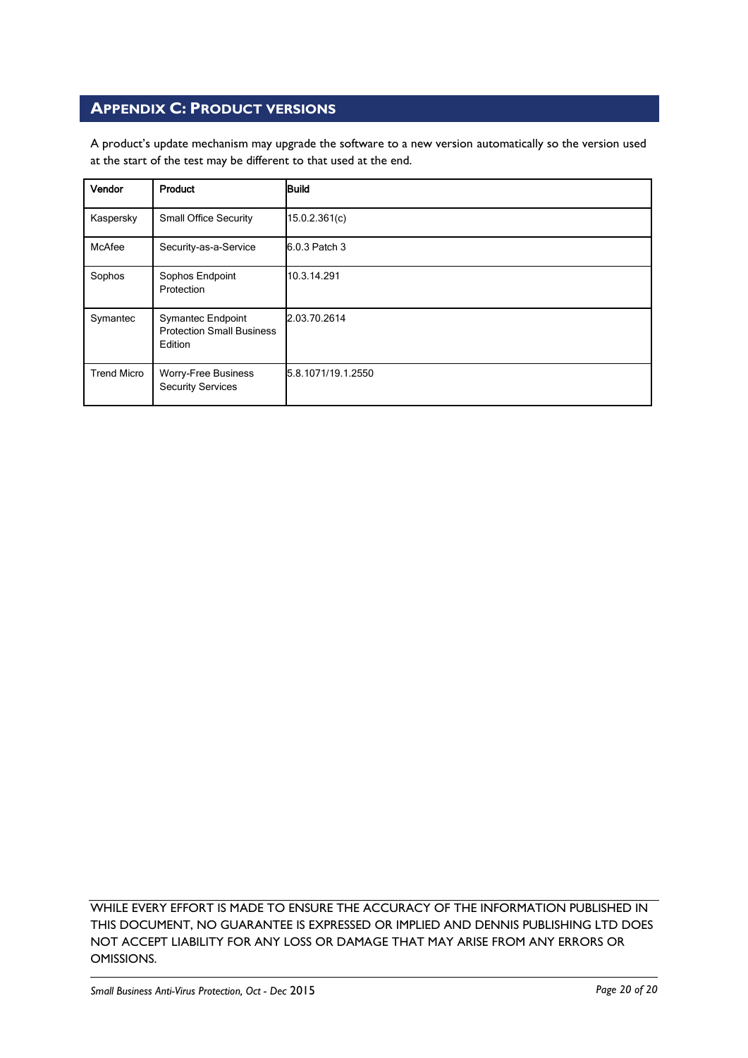## APPENDIX C: PRODUCT VERSIONS

A product's update mechanism may upgrade the software to a new version automatically so the version used at the start of the test may be different to that used at the end.

| Vendor | Product | Build |
|---|---|---|
| Kaspersky | Small Office Security | 15.0.2.361(c) |
| McAfee | Security-as-a-Service | 6.0.3 Patch 3 |
| Sophos | Sophos Endpoint Protection | 10.3.14.291 |
| Symantec | Symantec Endpoint Protection Small Business Edition | 2.03.70.2614 |
| Trend Micro | Worry-Free Business Security Services | 5.8.1071/19.1.2550 |

WHILE EVERY EFFORT IS MADE TO ENSURE THE ACCURACY OF THE INFORMATION PUBLISHED IN THIS DOCUMENT, NO GUARANTEE IS EXPRESSED OR IMPLIED AND DENNIS PUBLISHING LTD DOES NOT ACCEPT LIABILITY FOR ANY LOSS OR DAMAGE THAT MAY ARISE FROM ANY ERRORS OR OMISSIONS.